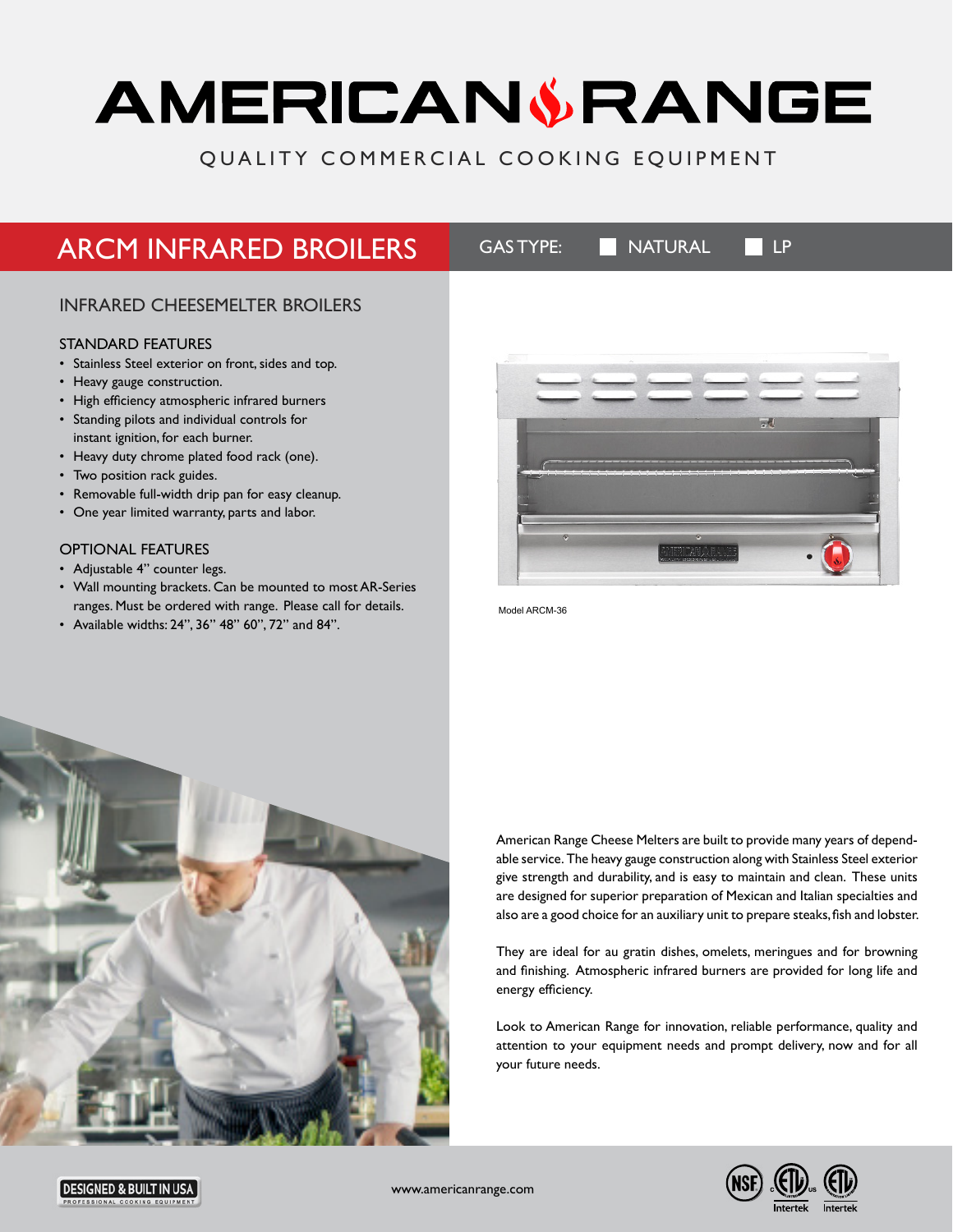# AMERICAN RANGE

QUALITY COMMERCIAL COOKING EQUIPMENT

## ARCM INFRARED BROILERS

GAS TYPE: ☐ NATURAL ☐ LP

### INFRARED CHEESEMELTER BROILERS

#### STANDARD FEATURES

- Stainless Steel exterior on front, sides and top.
- Heavy gauge construction.
- High efficiency atmospheric infrared burners
- Standing pilots and individual controls for instant ignition, for each burner.
- Heavy duty chrome plated food rack (one).
- Two position rack guides.
- Removable full-width drip pan for easy cleanup.
- One year limited warranty, parts and labor.

#### OPTIONAL FEATURES

- Adjustable 4" counter legs.
- Wall mounting brackets. Can be mounted to most AR-Series ranges. Must be ordered with range. Please call for details.
- Available widths: 24", 36" 48" 60", 72" and 84".

Model ARCM-36

American Range Cheese Melters are built to provide many years of dependable service. The heavy gauge construction along with Stainless Steel exterior give strength and durability, and is easy to maintain and clean. These units are designed for superior preparation of Mexican and Italian specialties and also are a good choice for an auxiliary unit to prepare steaks, fish and lobster.

They are ideal for au gratin dishes, omelets, meringues and for browning and finishing. Atmospheric infrared burners are provided for long life and energy efficiency.

Look to American Range for innovation, reliable performance, quality and attention to your equipment needs and prompt delivery, now and for all your future needs.

DESIGNED & BUILT IN USA
PROFESSIONAL COOKING EQUIPMENT

www.americanrange.com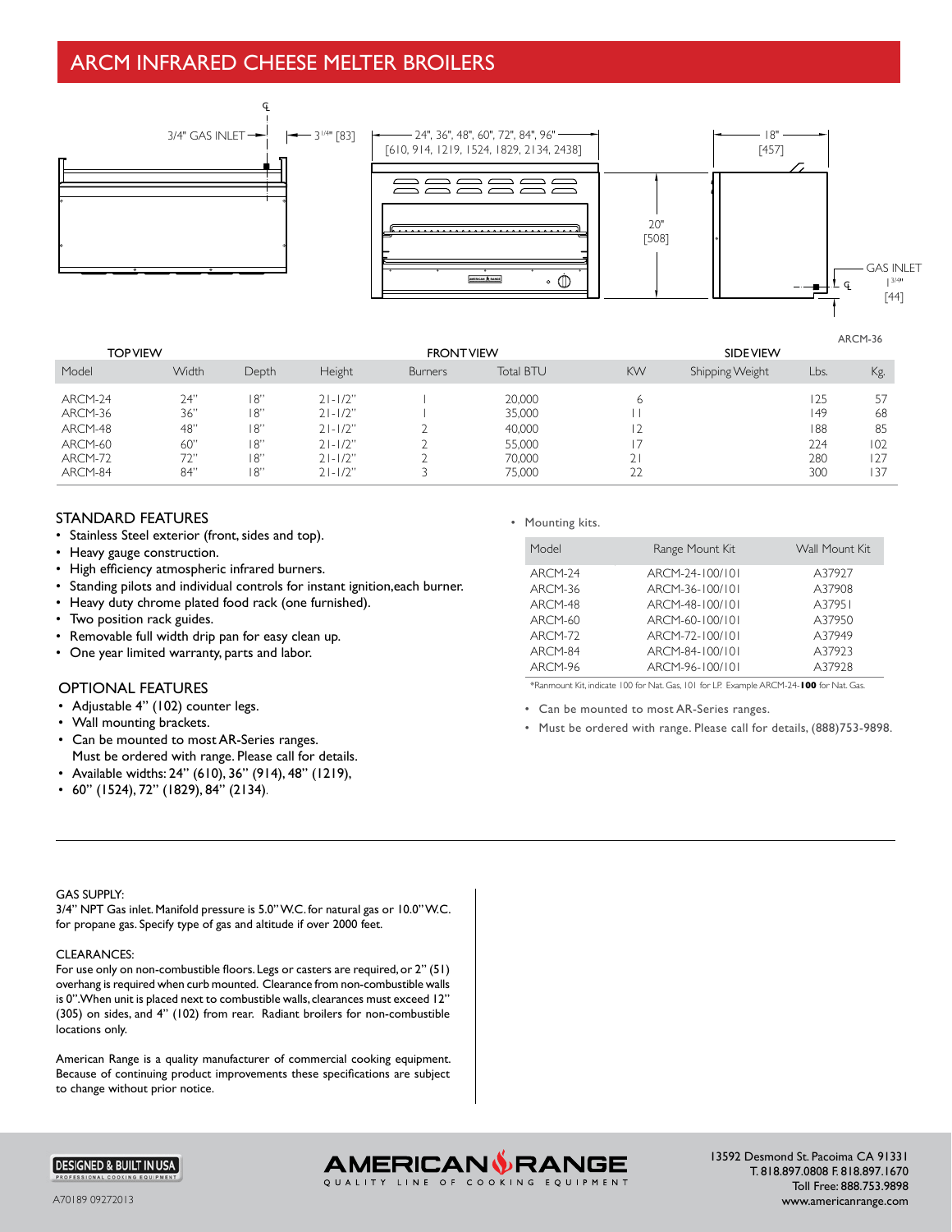# ARCM INFRARED CHEESE MELTER BROILERS

3/4" GAS INLET

3[1/4]" [83]

24", 36", 48", 60", 72", 84", 96"
[610, 914, 1219, 1524, 1829, 2134, 2438]

20"
[508]

18"
[457]

GAS INLET
1[3/4]"
[44]

ARCM-36

TOP VIEW

FRONT VIEW

SIDE VIEW

| Model | Width | Depth | Height | Burners | Total BTU | KW | Shipping Weight | Lbs. | Kg. |
|---|---|---|---|---|---|---|---|---|---|
| ARCM-24 | 24" | 18" | 21-1/2" | 1 | 20,000 | 6 | | 125 | 57 |
| ARCM-36 | 36" | 18" | 21-1/2" | 1 | 35,000 | 11 | | 149 | 68 |
| ARCM-48 | 48" | 18" | 21-1/2" | 2 | 40,000 | 12 | | 188 | 85 |
| ARCM-60 | 60" | 18" | 21-1/2" | 2 | 55,000 | 17 | | 224 | 102 |
| ARCM-72 | 72" | 18" | 21-1/2" | 2 | 70,000 | 21 | | 280 | 127 |
| ARCM-84 | 84" | 18" | 21-1/2" | 3 | 75,000 | 22 | | 300 | 137 |

## STANDARD FEATURES

- Stainless Steel exterior (front, sides and top).
- Heavy gauge construction.
- High efficiency atmospheric infrared burners.
- Standing pilots and individual controls for instant ignition,each burner.
- Heavy duty chrome plated food rack (one furnished).
- Two position rack guides.
- Removable full width drip pan for easy clean up.
- One year limited warranty, parts and labor.

## OPTIONAL FEATURES

- Adjustable 4" (102) counter legs.
- Wall mounting brackets.
- Can be mounted to most AR-Series ranges.
  Must be ordered with range. Please call for details.
- Available widths: 24" (610), 36" (914), 48" (1219),
- 60" (1524), 72" (1829), 84" (2134).

- Mounting kits.

| Model | Range Mount Kit | Wall Mount Kit |
|---|---|---|
| ARCM-24 | ARCM-24-100/101 | A37927 |
| ARCM-36 | ARCM-36-100/101 | A37908 |
| ARCM-48 | ARCM-48-100/101 | A37951 |
| ARCM-60 | ARCM-60-100/101 | A37950 |
| ARCM-72 | ARCM-72-100/101 | A37949 |
| ARCM-84 | ARCM-84-100/101 | A37923 |
| ARCM-96 | ARCM-96-100/101 | A37928 |

*Ranmount Kit, indicate 100 for Nat. Gas, 101 for LP. Example ARCM-24-**100** for Nat. Gas.

- Can be mounted to most AR-Series ranges.
- Must be ordered with range. Please call for details, (888)753-9898.

GAS SUPPLY:
3/4" NPT Gas inlet. Manifold pressure is 5.0" W.C. for natural gas or 10.0" W.C. for propane gas. Specify type of gas and altitude if over 2000 feet.

CLEARANCES:
For use only on non-combustible floors. Legs or casters are required, or 2" (51) overhang is required when curb mounted. Clearance from non-combustible walls is 0". When unit is placed next to combustible walls, clearances must exceed 12" (305) on sides, and 4" (102) from rear. Radiant broilers for non-combustible locations only.

American Range is a quality manufacturer of commercial cooking equipment. Because of continuing product improvements these specifications are subject to change without prior notice.

DESIGNED & BUILT IN USA
PROFESSIONAL COOKING EQUIPMENT

AMERICAN RANGE
QUALITY LINE OF COOKING EQUIPMENT

13592 Desmond St. Pacoima CA 91331
T. 818.897.0808 F. 818.897.1670
Toll Free: 888.753.9898
www.americanrange.com

A70189 09272013